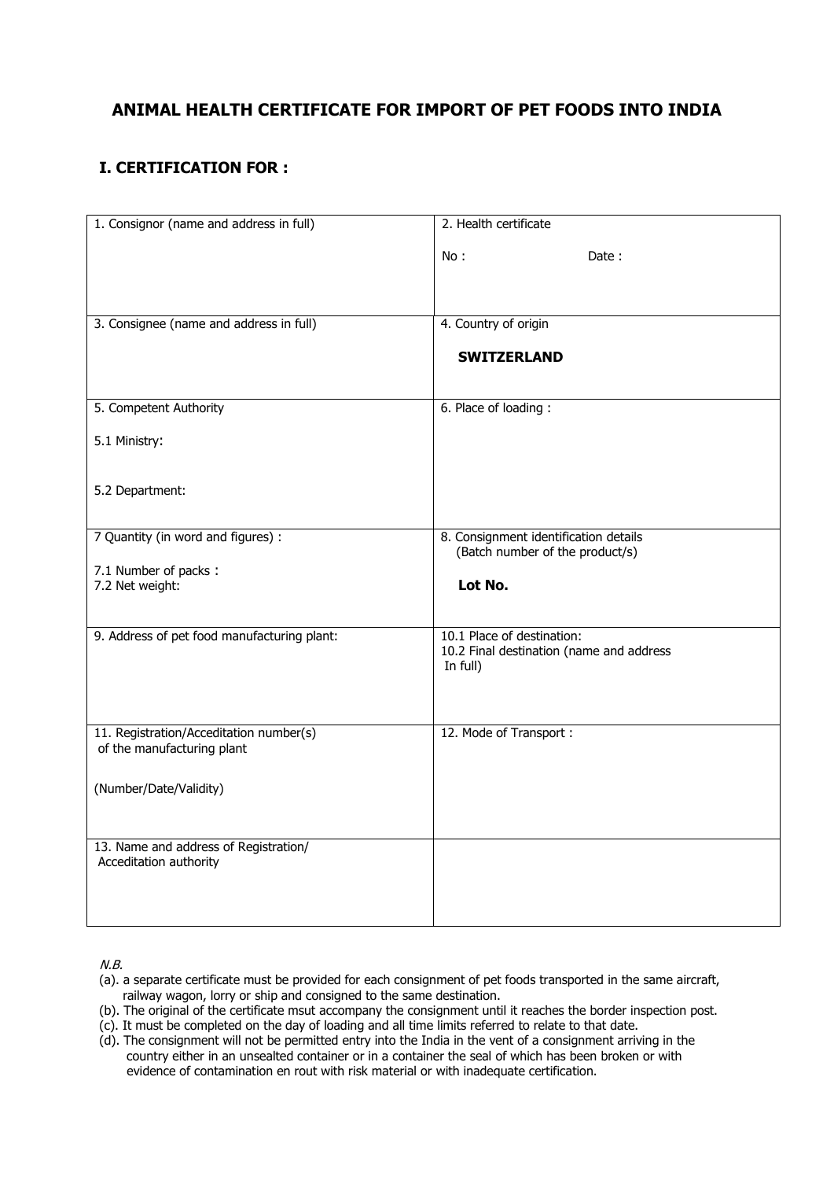# ANIMAL HEALTH CERTIFICATE FOR IMPORT OF PET FOODS INTO INDIA

## I. CERTIFICATION FOR :

| 1. Consignor (name and address in full) | 2. Health certificate<br><br>No :      Date : |
|---|---|
| 3. Consignee (name and address in full) | 4. Country of origin<br><br>**SWITZERLAND** |
| 5. Competent Authority<br><br>5.1 Ministry:<br><br>5.2 Department: | 6. Place of loading : |
| 7 Quantity (in word and figures) :<br><br>7.1 Number of packs :<br>7.2 Net weight: | 8. Consignment identification details (Batch number of the product/s)<br><br>**Lot No.** |
| 9. Address of pet food manufacturing plant: | 10.1 Place of destination:<br>10.2 Final destination (name and address In full) |
| 11. Registration/Acceditation number(s) of the manufacturing plant<br><br>(Number/Date/Validity) | 12. Mode of Transport : |
| 13. Name and address of Registration/ Acceditation authority | |

*N.B.*

(a). a separate certificate must be provided for each consignment of pet foods transported in the same aircraft, railway wagon, lorry or ship and consigned to the same destination.

(b). The original of the certificate msut accompany the consignment until it reaches the border inspection post.

(c). It must be completed on the day of loading and all time limits referred to relate to that date.

(d). The consignment will not be permitted entry into the India in the vent of a consignment arriving in the country either in an unsealted container or in a container the seal of which has been broken or with evidence of contamination en rout with risk material or with inadequate certification.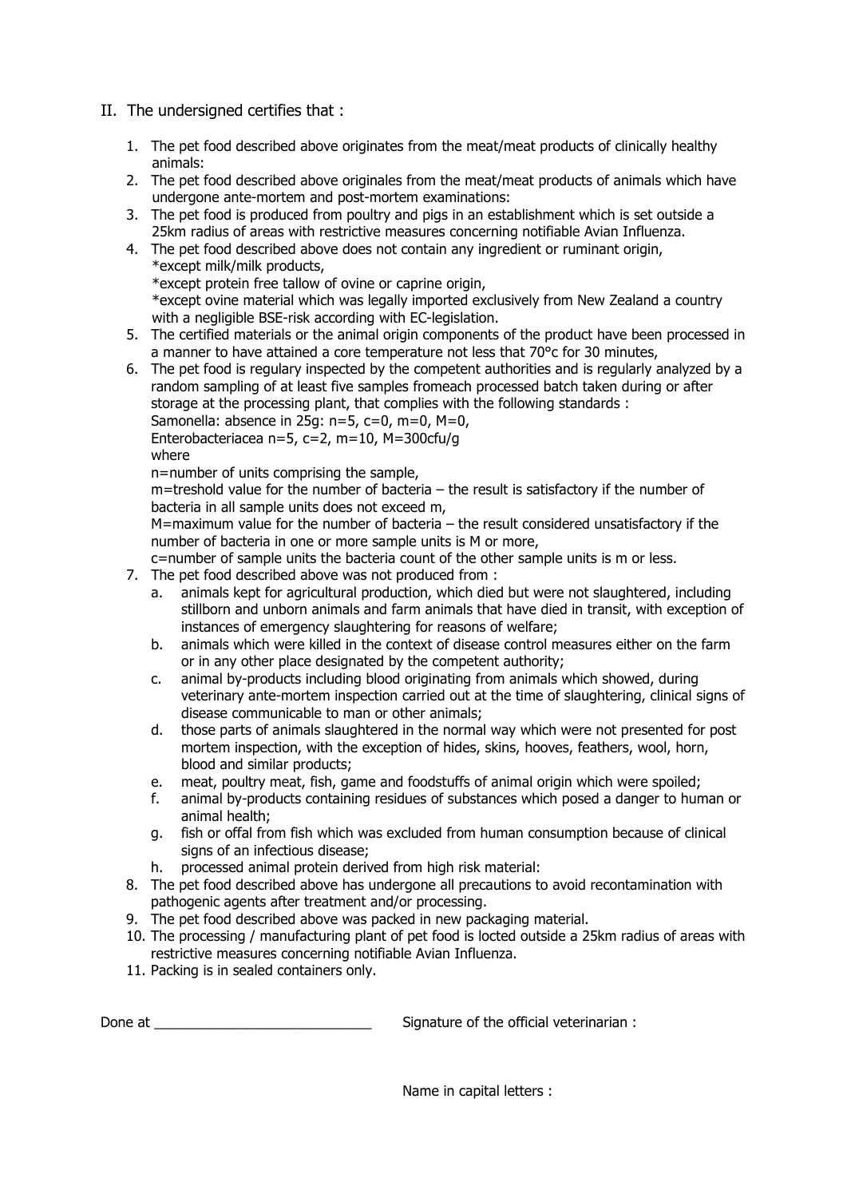II. The undersigned certifies that :

1. The pet food described above originates from the meat/meat products of clinically healthy animals:
2. The pet food described above originales from the meat/meat products of animals which have undergone ante-mortem and post-mortem examinations:
3. The pet food is produced from poultry and pigs in an establishment which is set outside a 25km radius of areas with restrictive measures concerning notifiable Avian Influenza.
4. The pet food described above does not contain any ingredient or ruminant origin,
   *except milk/milk products,
   *except protein free tallow of ovine or caprine origin,
   *except ovine material which was legally imported exclusively from New Zealand a country with a negligible BSE-risk according with EC-legislation.
5. The certified materials or the animal origin components of the product have been processed in a manner to have attained a core temperature not less that 70°c for 30 minutes,
6. The pet food is regulary inspected by the competent authorities and is regularly analyzed by a random sampling of at least five samples fromeach processed batch taken during or after storage at the processing plant, that complies with the following standards :
   Samonella: absence in 25g: n=5, c=0, m=0, M=0,
   Enterobacteriacea n=5, c=2, m=10, M=300cfu/g
   where
   n=number of units comprising the sample,
   m=treshold value for the number of bacteria – the result is satisfactory if the number of bacteria in all sample units does not exceed m,
   M=maximum value for the number of bacteria – the result considered unsatisfactory if the number of bacteria in one or more sample units is M or more,
   c=number of sample units the bacteria count of the other sample units is m or less.
7. The pet food described above was not produced from :
   a. animals kept for agricultural production, which died but were not slaughtered, including stillborn and unborn animals and farm animals that have died in transit, with exception of instances of emergency slaughtering for reasons of welfare;
   b. animals which were killed in the context of disease control measures either on the farm or in any other place designated by the competent authority;
   c. animal by-products including blood originating from animals which showed, during veterinary ante-mortem inspection carried out at the time of slaughtering, clinical signs of disease communicable to man or other animals;
   d. those parts of animals slaughtered in the normal way which were not presented for post mortem inspection, with the exception of hides, skins, hooves, feathers, wool, horn, blood and similar products;
   e. meat, poultry meat, fish, game and foodstuffs of animal origin which were spoiled;
   f. animal by-products containing residues of substances which posed a danger to human or animal health;
   g. fish or offal from fish which was excluded from human consumption because of clinical signs of an infectious disease;
   h. processed animal protein derived from high risk material:
8. The pet food described above has undergone all precautions to avoid recontamination with pathogenic agents after treatment and/or processing.
9. The pet food described above was packed in new packaging material.
10. The processing / manufacturing plant of pet food is locted outside a 25km radius of areas with restrictive measures concerning notifiable Avian Influenza.
11. Packing is in sealed containers only.

Done at ____________________________ Signature of the official veterinarian :

Name in capital letters :